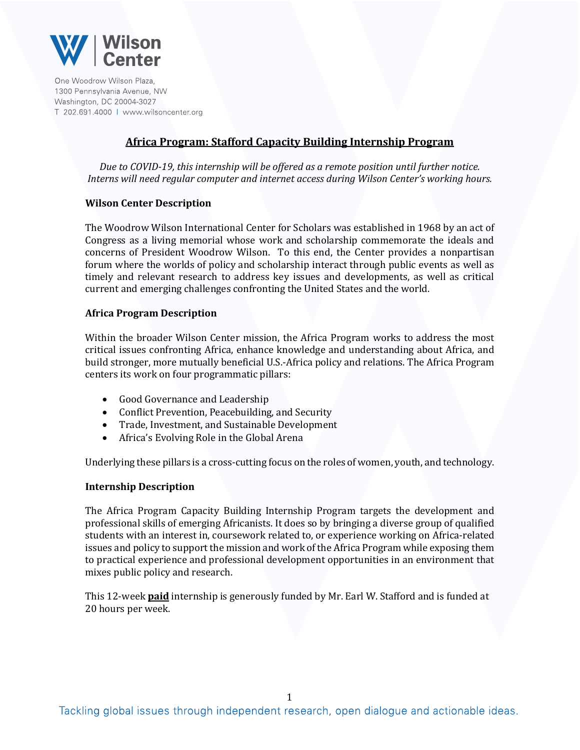Wilson Center

One Woodrow Wilson Plaza,
1300 Pennsylvania Avenue, NW
Washington, DC 20004-3027
T 202.691.4000 | www.wilsoncenter.org

# Africa Program: Stafford Capacity Building Internship Program

*Due to COVID-19, this internship will be offered as a remote position until further notice. Interns will need regular computer and internet access during Wilson Center's working hours.*

### Wilson Center Description

The Woodrow Wilson International Center for Scholars was established in 1968 by an act of Congress as a living memorial whose work and scholarship commemorate the ideals and concerns of President Woodrow Wilson. To this end, the Center provides a nonpartisan forum where the worlds of policy and scholarship interact through public events as well as timely and relevant research to address key issues and developments, as well as critical current and emerging challenges confronting the United States and the world.

### Africa Program Description

Within the broader Wilson Center mission, the Africa Program works to address the most critical issues confronting Africa, enhance knowledge and understanding about Africa, and build stronger, more mutually beneficial U.S.-Africa policy and relations. The Africa Program centers its work on four programmatic pillars:

- Good Governance and Leadership
- Conflict Prevention, Peacebuilding, and Security
- Trade, Investment, and Sustainable Development
- Africa's Evolving Role in the Global Arena

Underlying these pillars is a cross-cutting focus on the roles of women, youth, and technology.

### Internship Description

The Africa Program Capacity Building Internship Program targets the development and professional skills of emerging Africanists. It does so by bringing a diverse group of qualified students with an interest in, coursework related to, or experience working on Africa-related issues and policy to support the mission and work of the Africa Program while exposing them to practical experience and professional development opportunities in an environment that mixes public policy and research.

This 12-week **paid** internship is generously funded by Mr. Earl W. Stafford and is funded at 20 hours per week.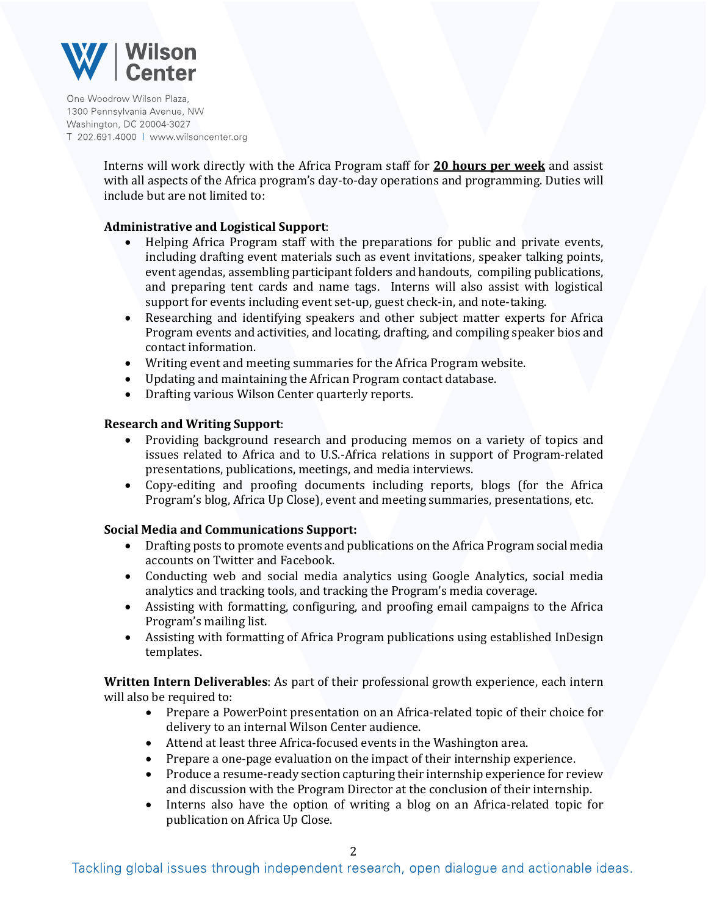Interns will work directly with the Africa Program staff for **20 hours per week** and assist with all aspects of the Africa program's day-to-day operations and programming. Duties will include but are not limited to:

**Administrative and Logistical Support**:

- Helping Africa Program staff with the preparations for public and private events, including drafting event materials such as event invitations, speaker talking points, event agendas, assembling participant folders and handouts, compiling publications, and preparing tent cards and name tags. Interns will also assist with logistical support for events including event set-up, guest check-in, and note-taking.
- Researching and identifying speakers and other subject matter experts for Africa Program events and activities, and locating, drafting, and compiling speaker bios and contact information.
- Writing event and meeting summaries for the Africa Program website.
- Updating and maintaining the African Program contact database.
- Drafting various Wilson Center quarterly reports.

**Research and Writing Support**:

- Providing background research and producing memos on a variety of topics and issues related to Africa and to U.S.-Africa relations in support of Program-related presentations, publications, meetings, and media interviews.
- Copy-editing and proofing documents including reports, blogs (for the Africa Program's blog, Africa Up Close), event and meeting summaries, presentations, etc.

**Social Media and Communications Support:**

- Drafting posts to promote events and publications on the Africa Program social media accounts on Twitter and Facebook.
- Conducting web and social media analytics using Google Analytics, social media analytics and tracking tools, and tracking the Program's media coverage.
- Assisting with formatting, configuring, and proofing email campaigns to the Africa Program's mailing list.
- Assisting with formatting of Africa Program publications using established InDesign templates.

**Written Intern Deliverables**: As part of their professional growth experience, each intern will also be required to:

- Prepare a PowerPoint presentation on an Africa-related topic of their choice for delivery to an internal Wilson Center audience.
- Attend at least three Africa-focused events in the Washington area.
- Prepare a one-page evaluation on the impact of their internship experience.
- Produce a resume-ready section capturing their internship experience for review and discussion with the Program Director at the conclusion of their internship.
- Interns also have the option of writing a blog on an Africa-related topic for publication on Africa Up Close.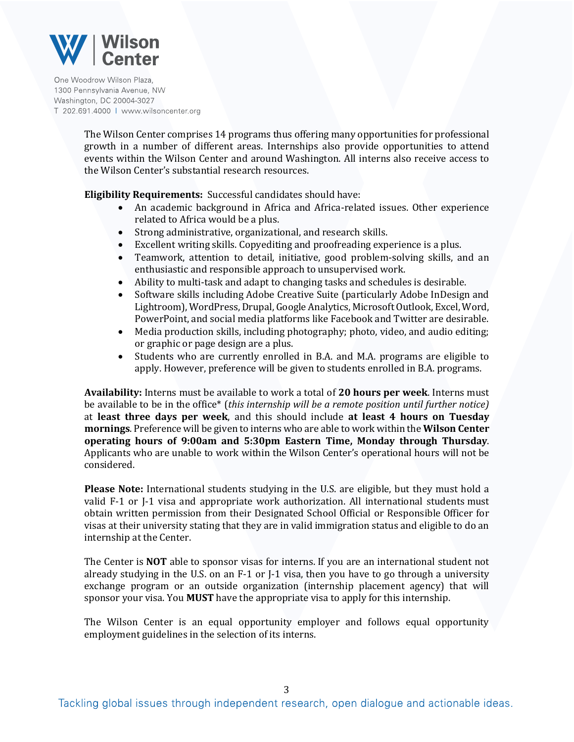The Wilson Center comprises 14 programs thus offering many opportunities for professional growth in a number of different areas. Internships also provide opportunities to attend events within the Wilson Center and around Washington. All interns also receive access to the Wilson Center's substantial research resources.

**Eligibility Requirements:** Successful candidates should have:

- An academic background in Africa and Africa-related issues. Other experience related to Africa would be a plus.
- Strong administrative, organizational, and research skills.
- Excellent writing skills. Copyediting and proofreading experience is a plus.
- Teamwork, attention to detail, initiative, good problem-solving skills, and an enthusiastic and responsible approach to unsupervised work.
- Ability to multi-task and adapt to changing tasks and schedules is desirable.
- Software skills including Adobe Creative Suite (particularly Adobe InDesign and Lightroom), WordPress, Drupal, Google Analytics, Microsoft Outlook, Excel, Word, PowerPoint, and social media platforms like Facebook and Twitter are desirable.
- Media production skills, including photography; photo, video, and audio editing; or graphic or page design are a plus.
- Students who are currently enrolled in B.A. and M.A. programs are eligible to apply. However, preference will be given to students enrolled in B.A. programs.

**Availability:** Interns must be available to work a total of **20 hours per week**. Interns must be available to be in the office* (*this internship will be a remote position until further notice)* at **least three days per week**, and this should include **at least 4 hours on Tuesday mornings**. Preference will be given to interns who are able to work within the **Wilson Center operating hours of 9:00am and 5:30pm Eastern Time, Monday through Thursday**. Applicants who are unable to work within the Wilson Center's operational hours will not be considered.

**Please Note:** International students studying in the U.S. are eligible, but they must hold a valid F-1 or J-1 visa and appropriate work authorization. All international students must obtain written permission from their Designated School Official or Responsible Officer for visas at their university stating that they are in valid immigration status and eligible to do an internship at the Center.

The Center is **NOT** able to sponsor visas for interns. If you are an international student not already studying in the U.S. on an F-1 or J-1 visa, then you have to go through a university exchange program or an outside organization (internship placement agency) that will sponsor your visa. You **MUST** have the appropriate visa to apply for this internship.

The Wilson Center is an equal opportunity employer and follows equal opportunity employment guidelines in the selection of its interns.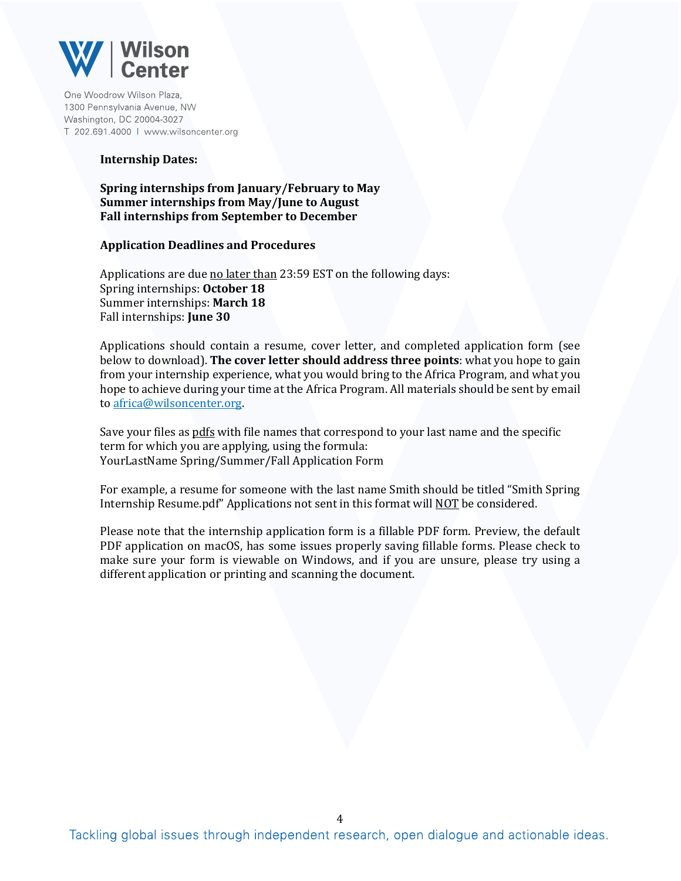**Internship Dates:**

**Spring internships from January/February to May**
**Summer internships from May/June to August**
**Fall internships from September to December**

**Application Deadlines and Procedures**

Applications are due <u>no later than</u> 23:59 EST on the following days:
Spring internships: **October 18**
Summer internships: **March 18**
Fall internships: **June 30**

Applications should contain a resume, cover letter, and completed application form (see below to download). **The cover letter should address three points**: what you hope to gain from your internship experience, what you would bring to the Africa Program, and what you hope to achieve during your time at the Africa Program. All materials should be sent by email to africa@wilsoncenter.org.

Save your files as <u>pdfs</u> with file names that correspond to your last name and the specific term for which you are applying, using the formula:
YourLastName Spring/Summer/Fall Application Form

For example, a resume for someone with the last name Smith should be titled "Smith Spring Internship Resume.pdf" Applications not sent in this format will <u>NOT</u> be considered.

Please note that the internship application form is a fillable PDF form. Preview, the default PDF application on macOS, has some issues properly saving fillable forms. Please check to make sure your form is viewable on Windows, and if you are unsure, please try using a different application or printing and scanning the document.